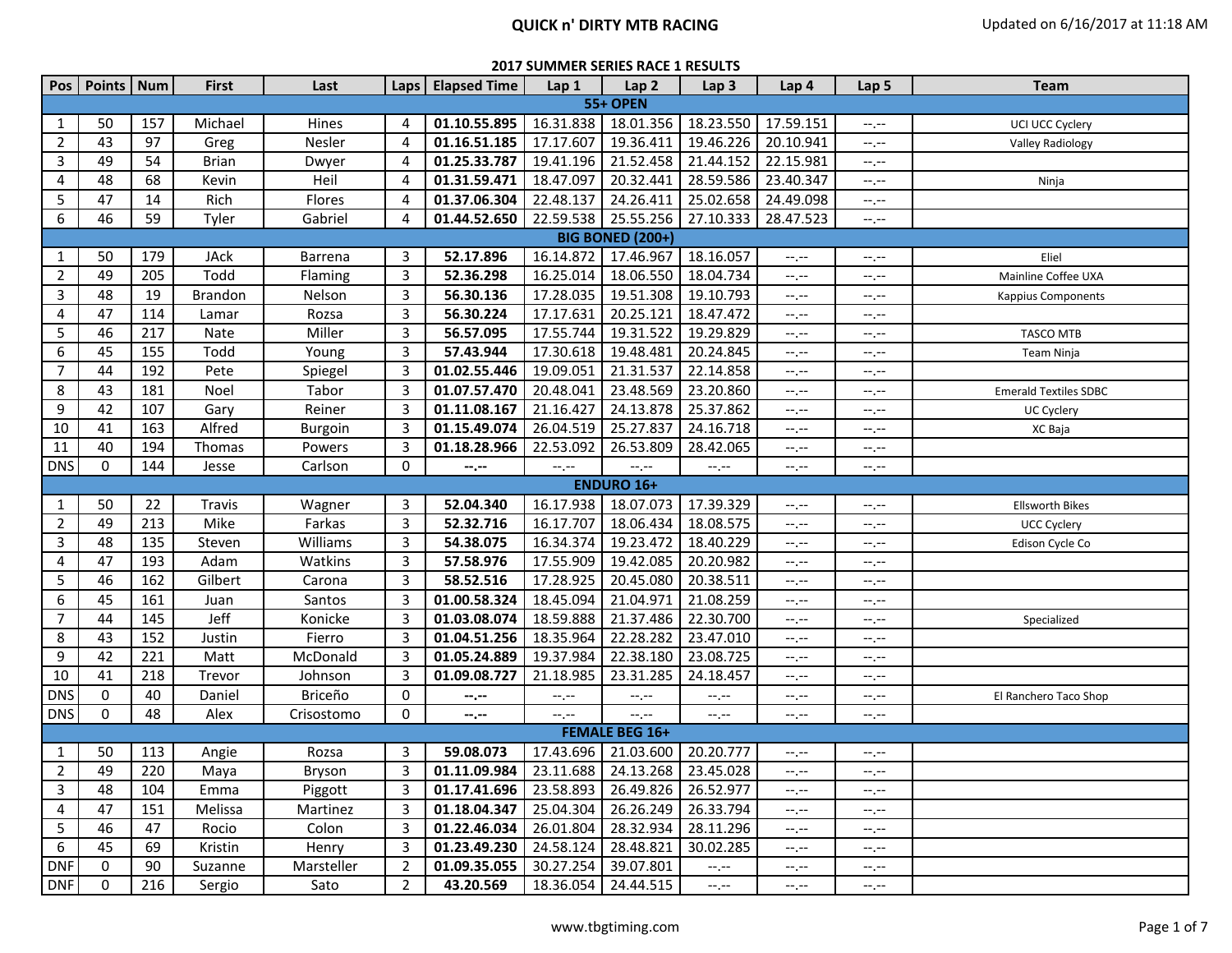# QUICK n' DIRTY MTB RACING

Updated on 6/16/2017 at 11:18 AM

## 2017 SUMMER SERIES RACE 1 RESULTS

| Pos | Points | Num | First | Last | Laps | Elapsed Time | Lap 1 | Lap 2 | Lap 3 | Lap 4 | Lap 5 | Team |
|---|---|---|---|---|---|---|---|---|---|---|---|---|
| **55+ OPEN** | | | | | | | | | | | | |
| 1 | 50 | 157 | Michael | Hines | 4 | **01.10.55.895** | 16.31.838 | 18.01.356 | 18.23.550 | 17.59.151 | --.-- | UCI UCC Cyclery |
| 2 | 43 | 97 | Greg | Nesler | 4 | **01.16.51.185** | 17.17.607 | 19.36.411 | 19.46.226 | 20.10.941 | --.-- | Valley Radiology |
| 3 | 49 | 54 | Brian | Dwyer | 4 | **01.25.33.787** | 19.41.196 | 21.52.458 | 21.44.152 | 22.15.981 | --.-- | |
| 4 | 48 | 68 | Kevin | Heil | 4 | **01.31.59.471** | 18.47.097 | 20.32.441 | 28.59.586 | 23.40.347 | --.-- | Ninja |
| 5 | 47 | 14 | Rich | Flores | 4 | **01.37.06.304** | 22.48.137 | 24.26.411 | 25.02.658 | 24.49.098 | --.-- | |
| 6 | 46 | 59 | Tyler | Gabriel | 4 | **01.44.52.650** | 22.59.538 | 25.55.256 | 27.10.333 | 28.47.523 | --.-- | |
| **BIG BONED (200+)** | | | | | | | | | | | | |
| 1 | 50 | 179 | JAck | Barrena | 3 | **52.17.896** | 16.14.872 | 17.46.967 | 18.16.057 | --.-- | --.-- | Eliel |
| 2 | 49 | 205 | Todd | Flaming | 3 | **52.36.298** | 16.25.014 | 18.06.550 | 18.04.734 | --.-- | --.-- | Mainline Coffee UXA |
| 3 | 48 | 19 | Brandon | Nelson | 3 | **56.30.136** | 17.28.035 | 19.51.308 | 19.10.793 | --.-- | --.-- | Kappius Components |
| 4 | 47 | 114 | Lamar | Rozsa | 3 | **56.30.224** | 17.17.631 | 20.25.121 | 18.47.472 | --.-- | --.-- | |
| 5 | 46 | 217 | Nate | Miller | 3 | **56.57.095** | 17.55.744 | 19.31.522 | 19.29.829 | --.-- | --.-- | TASCO MTB |
| 6 | 45 | 155 | Todd | Young | 3 | **57.43.944** | 17.30.618 | 19.48.481 | 20.24.845 | --.-- | --.-- | Team Ninja |
| 7 | 44 | 192 | Pete | Spiegel | 3 | **01.02.55.446** | 19.09.051 | 21.31.537 | 22.14.858 | --.-- | --.-- | |
| 8 | 43 | 181 | Noel | Tabor | 3 | **01.07.57.470** | 20.48.041 | 23.48.569 | 23.20.860 | --.-- | --.-- | Emerald Textiles SDBC |
| 9 | 42 | 107 | Gary | Reiner | 3 | **01.11.08.167** | 21.16.427 | 24.13.878 | 25.37.862 | --.-- | --.-- | UC Cyclery |
| 10 | 41 | 163 | Alfred | Burgoin | 3 | **01.15.49.074** | 26.04.519 | 25.27.837 | 24.16.718 | --.-- | --.-- | XC Baja |
| 11 | 40 | 194 | Thomas | Powers | 3 | **01.18.28.966** | 22.53.092 | 26.53.809 | 28.42.065 | --.-- | --.-- | |
| DNS | 0 | 144 | Jesse | Carlson | 0 | **--.--** | --.-- | --.-- | --.-- | --.-- | --.-- | |
| **ENDURO 16+** | | | | | | | | | | | | |
| 1 | 50 | 22 | Travis | Wagner | 3 | **52.04.340** | 16.17.938 | 18.07.073 | 17.39.329 | --.-- | --.-- | Ellsworth Bikes |
| 2 | 49 | 213 | Mike | Farkas | 3 | **52.32.716** | 16.17.707 | 18.06.434 | 18.08.575 | --.-- | --.-- | UCC Cyclery |
| 3 | 48 | 135 | Steven | Williams | 3 | **54.38.075** | 16.34.374 | 19.23.472 | 18.40.229 | --.-- | --.-- | Edison Cycle Co |
| 4 | 47 | 193 | Adam | Watkins | 3 | **57.58.976** | 17.55.909 | 19.42.085 | 20.20.982 | --.-- | --.-- | |
| 5 | 46 | 162 | Gilbert | Carona | 3 | **58.52.516** | 17.28.925 | 20.45.080 | 20.38.511 | --.-- | --.-- | |
| 6 | 45 | 161 | Juan | Santos | 3 | **01.00.58.324** | 18.45.094 | 21.04.971 | 21.08.259 | --.-- | --.-- | |
| 7 | 44 | 145 | Jeff | Konicke | 3 | **01.03.08.074** | 18.59.888 | 21.37.486 | 22.30.700 | --.-- | --.-- | Specialized |
| 8 | 43 | 152 | Justin | Fierro | 3 | **01.04.51.256** | 18.35.964 | 22.28.282 | 23.47.010 | --.-- | --.-- | |
| 9 | 42 | 221 | Matt | McDonald | 3 | **01.05.24.889** | 19.37.984 | 22.38.180 | 23.08.725 | --.-- | --.-- | |
| 10 | 41 | 218 | Trevor | Johnson | 3 | **01.09.08.727** | 21.18.985 | 23.31.285 | 24.18.457 | --.-- | --.-- | |
| DNS | 0 | 40 | Daniel | Briceño | 0 | **--.--** | --.-- | --.-- | --.-- | --.-- | --.-- | El Ranchero Taco Shop |
| DNS | 0 | 48 | Alex | Crisostomo | 0 | **--.--** | --.-- | --.-- | --.-- | --.-- | --.-- | |
| **FEMALE BEG 16+** | | | | | | | | | | | | |
| 1 | 50 | 113 | Angie | Rozsa | 3 | **59.08.073** | 17.43.696 | 21.03.600 | 20.20.777 | --.-- | --.-- | |
| 2 | 49 | 220 | Maya | Bryson | 3 | **01.11.09.984** | 23.11.688 | 24.13.268 | 23.45.028 | --.-- | --.-- | |
| 3 | 48 | 104 | Emma | Piggott | 3 | **01.17.41.696** | 23.58.893 | 26.49.826 | 26.52.977 | --.-- | --.-- | |
| 4 | 47 | 151 | Melissa | Martinez | 3 | **01.18.04.347** | 25.04.304 | 26.26.249 | 26.33.794 | --.-- | --.-- | |
| 5 | 46 | 47 | Rocio | Colon | 3 | **01.22.46.034** | 26.01.804 | 28.32.934 | 28.11.296 | --.-- | --.-- | |
| 6 | 45 | 69 | Kristin | Henry | 3 | **01.23.49.230** | 24.58.124 | 28.48.821 | 30.02.285 | --.-- | --.-- | |
| DNF | 0 | 90 | Suzanne | Marsteller | 2 | **01.09.35.055** | 30.27.254 | 39.07.801 | --.-- | --.-- | --.-- | |
| DNF | 0 | 216 | Sergio | Sato | 2 | **43.20.569** | 18.36.054 | 24.44.515 | --.-- | --.-- | --.-- | |

www.tbgtiming.com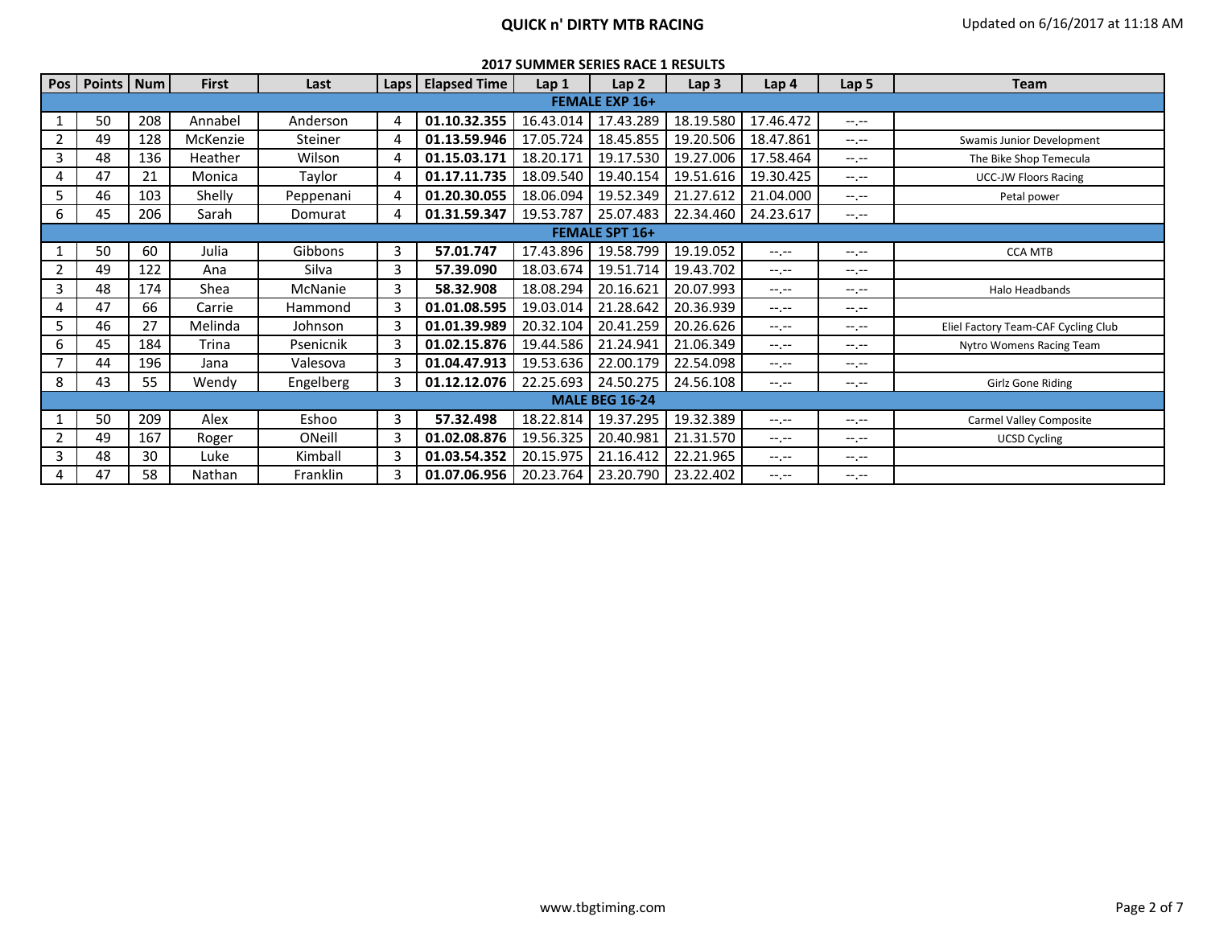# QUICK n' DIRTY MTB RACING

Updated on 6/16/2017 at 11:18 AM

## 2017 SUMMER SERIES RACE 1 RESULTS

| Pos | Points | Num | First | Last | Laps | Elapsed Time | Lap 1 | Lap 2 | Lap 3 | Lap 4 | Lap 5 | Team |
|---|---|---|---|---|---|---|---|---|---|---|---|---|
| **FEMALE EXP 16+** | | | | | | | | | | | | |
| 1 | 50 | 208 | Annabel | Anderson | 4 | **01.10.32.355** | 16.43.014 | 17.43.289 | 18.19.580 | 17.46.472 | --.-- | |
| 2 | 49 | 128 | McKenzie | Steiner | 4 | **01.13.59.946** | 17.05.724 | 18.45.855 | 19.20.506 | 18.47.861 | --.-- | Swamis Junior Development |
| 3 | 48 | 136 | Heather | Wilson | 4 | **01.15.03.171** | 18.20.171 | 19.17.530 | 19.27.006 | 17.58.464 | --.-- | The Bike Shop Temecula |
| 4 | 47 | 21 | Monica | Taylor | 4 | **01.17.11.735** | 18.09.540 | 19.40.154 | 19.51.616 | 19.30.425 | --.-- | UCC-JW Floors Racing |
| 5 | 46 | 103 | Shelly | Peppenani | 4 | **01.20.30.055** | 18.06.094 | 19.52.349 | 21.27.612 | 21.04.000 | --.-- | Petal power |
| 6 | 45 | 206 | Sarah | Domurat | 4 | **01.31.59.347** | 19.53.787 | 25.07.483 | 22.34.460 | 24.23.617 | --.-- | |
| **FEMALE SPT 16+** | | | | | | | | | | | | |
| 1 | 50 | 60 | Julia | Gibbons | 3 | **57.01.747** | 17.43.896 | 19.58.799 | 19.19.052 | --.-- | --.-- | CCA MTB |
| 2 | 49 | 122 | Ana | Silva | 3 | **57.39.090** | 18.03.674 | 19.51.714 | 19.43.702 | --.-- | --.-- | |
| 3 | 48 | 174 | Shea | McNanie | 3 | **58.32.908** | 18.08.294 | 20.16.621 | 20.07.993 | --.-- | --.-- | Halo Headbands |
| 4 | 47 | 66 | Carrie | Hammond | 3 | **01.01.08.595** | 19.03.014 | 21.28.642 | 20.36.939 | --.-- | --.-- | |
| 5 | 46 | 27 | Melinda | Johnson | 3 | **01.01.39.989** | 20.32.104 | 20.41.259 | 20.26.626 | --.-- | --.-- | Eliel Factory Team-CAF Cycling Club |
| 6 | 45 | 184 | Trina | Psenicnik | 3 | **01.02.15.876** | 19.44.586 | 21.24.941 | 21.06.349 | --.-- | --.-- | Nytro Womens Racing Team |
| 7 | 44 | 196 | Jana | Valesova | 3 | **01.04.47.913** | 19.53.636 | 22.00.179 | 22.54.098 | --.-- | --.-- | |
| 8 | 43 | 55 | Wendy | Engelberg | 3 | **01.12.12.076** | 22.25.693 | 24.50.275 | 24.56.108 | --.-- | --.-- | Girlz Gone Riding |
| **MALE BEG 16-24** | | | | | | | | | | | | |
| 1 | 50 | 209 | Alex | Eshoo | 3 | **57.32.498** | 18.22.814 | 19.37.295 | 19.32.389 | --.-- | --.-- | Carmel Valley Composite |
| 2 | 49 | 167 | Roger | ONeill | 3 | **01.02.08.876** | 19.56.325 | 20.40.981 | 21.31.570 | --.-- | --.-- | UCSD Cycling |
| 3 | 48 | 30 | Luke | Kimball | 3 | **01.03.54.352** | 20.15.975 | 21.16.412 | 22.21.965 | --.-- | --.-- | |
| 4 | 47 | 58 | Nathan | Franklin | 3 | **01.07.06.956** | 20.23.764 | 23.20.790 | 23.22.402 | --.-- | --.-- | |

www.tbgtiming.com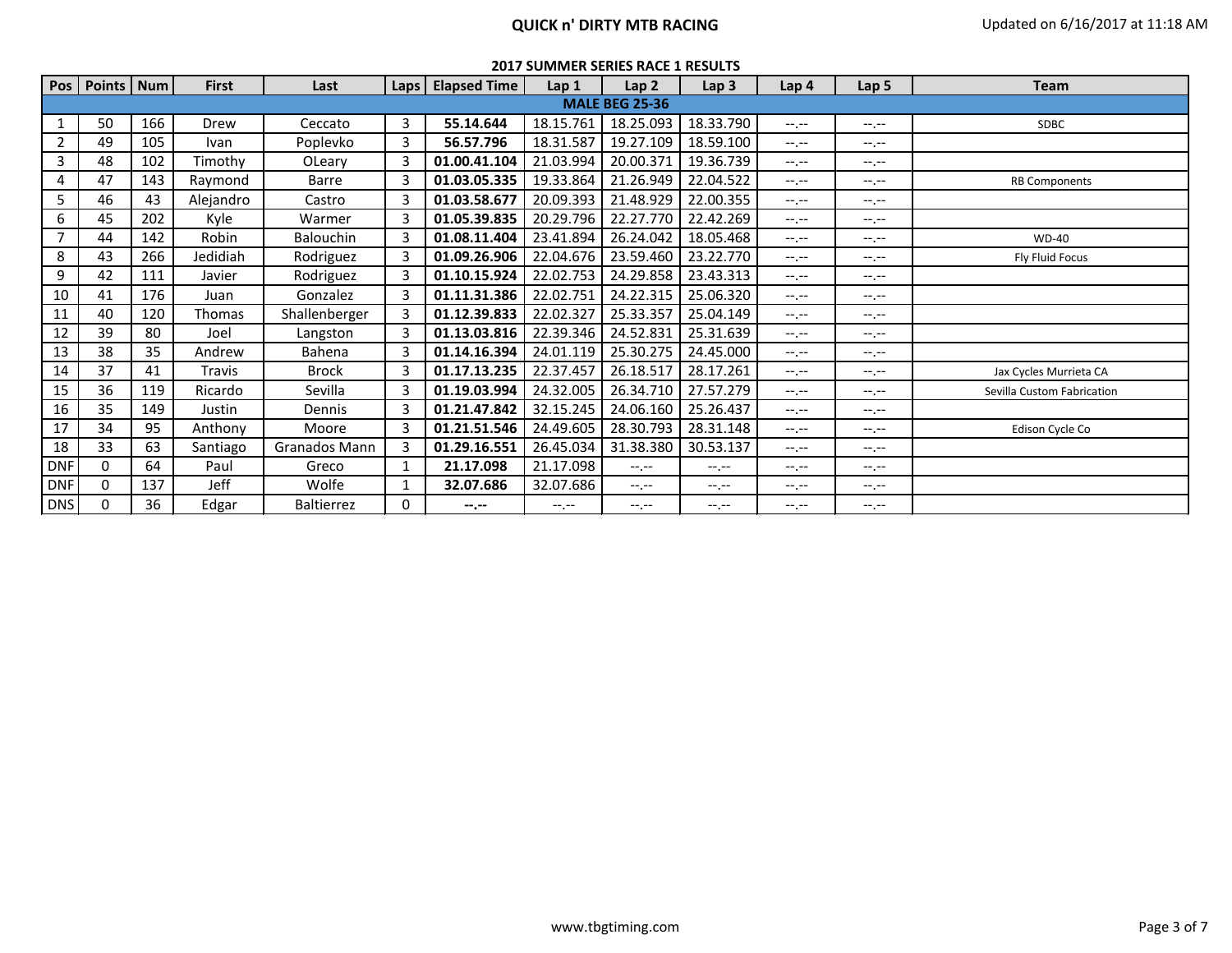# QUICK n' DIRTY MTB RACING

Updated on 6/16/2017 at 11:18 AM

## 2017 SUMMER SERIES RACE 1 RESULTS

| Pos | Points | Num | First | Last | Laps | Elapsed Time | Lap 1 | Lap 2 | Lap 3 | Lap 4 | Lap 5 | Team |
|---|---|---|---|---|---|---|---|---|---|---|---|---|
| **MALE BEG 25-36** | | | | | | | | | | | | |
| 1 | 50 | 166 | Drew | Ceccato | 3 | **55.14.644** | 18.15.761 | 18.25.093 | 18.33.790 | --.-- | --.-- | SDBC |
| 2 | 49 | 105 | Ivan | Poplevko | 3 | **56.57.796** | 18.31.587 | 19.27.109 | 18.59.100 | --.-- | --.-- | |
| 3 | 48 | 102 | Timothy | OLeary | 3 | **01.00.41.104** | 21.03.994 | 20.00.371 | 19.36.739 | --.-- | --.-- | |
| 4 | 47 | 143 | Raymond | Barre | 3 | **01.03.05.335** | 19.33.864 | 21.26.949 | 22.04.522 | --.-- | --.-- | RB Components |
| 5 | 46 | 43 | Alejandro | Castro | 3 | **01.03.58.677** | 20.09.393 | 21.48.929 | 22.00.355 | --.-- | --.-- | |
| 6 | 45 | 202 | Kyle | Warmer | 3 | **01.05.39.835** | 20.29.796 | 22.27.770 | 22.42.269 | --.-- | --.-- | |
| 7 | 44 | 142 | Robin | Balouchin | 3 | **01.08.11.404** | 23.41.894 | 26.24.042 | 18.05.468 | --.-- | --.-- | WD-40 |
| 8 | 43 | 266 | Jedidiah | Rodriguez | 3 | **01.09.26.906** | 22.04.676 | 23.59.460 | 23.22.770 | --.-- | --.-- | Fly Fluid Focus |
| 9 | 42 | 111 | Javier | Rodriguez | 3 | **01.10.15.924** | 22.02.753 | 24.29.858 | 23.43.313 | --.-- | --.-- | |
| 10 | 41 | 176 | Juan | Gonzalez | 3 | **01.11.31.386** | 22.02.751 | 24.22.315 | 25.06.320 | --.-- | --.-- | |
| 11 | 40 | 120 | Thomas | Shallenberger | 3 | **01.12.39.833** | 22.02.327 | 25.33.357 | 25.04.149 | --.-- | --.-- | |
| 12 | 39 | 80 | Joel | Langston | 3 | **01.13.03.816** | 22.39.346 | 24.52.831 | 25.31.639 | --.-- | --.-- | |
| 13 | 38 | 35 | Andrew | Bahena | 3 | **01.14.16.394** | 24.01.119 | 25.30.275 | 24.45.000 | --.-- | --.-- | |
| 14 | 37 | 41 | Travis | Brock | 3 | **01.17.13.235** | 22.37.457 | 26.18.517 | 28.17.261 | --.-- | --.-- | Jax Cycles Murrieta CA |
| 15 | 36 | 119 | Ricardo | Sevilla | 3 | **01.19.03.994** | 24.32.005 | 26.34.710 | 27.57.279 | --.-- | --.-- | Sevilla Custom Fabrication |
| 16 | 35 | 149 | Justin | Dennis | 3 | **01.21.47.842** | 32.15.245 | 24.06.160 | 25.26.437 | --.-- | --.-- | |
| 17 | 34 | 95 | Anthony | Moore | 3 | **01.21.51.546** | 24.49.605 | 28.30.793 | 28.31.148 | --.-- | --.-- | Edison Cycle Co |
| 18 | 33 | 63 | Santiago | Granados Mann | 3 | **01.29.16.551** | 26.45.034 | 31.38.380 | 30.53.137 | --.-- | --.-- | |
| DNF | 0 | 64 | Paul | Greco | 1 | **21.17.098** | 21.17.098 | --.-- | --.-- | --.-- | --.-- | |
| DNF | 0 | 137 | Jeff | Wolfe | 1 | **32.07.686** | 32.07.686 | --.-- | --.-- | --.-- | --.-- | |
| DNS | 0 | 36 | Edgar | Baltierrez | 0 | **--.--** | --.-- | --.-- | --.-- | --.-- | --.-- | |

www.tbgtiming.com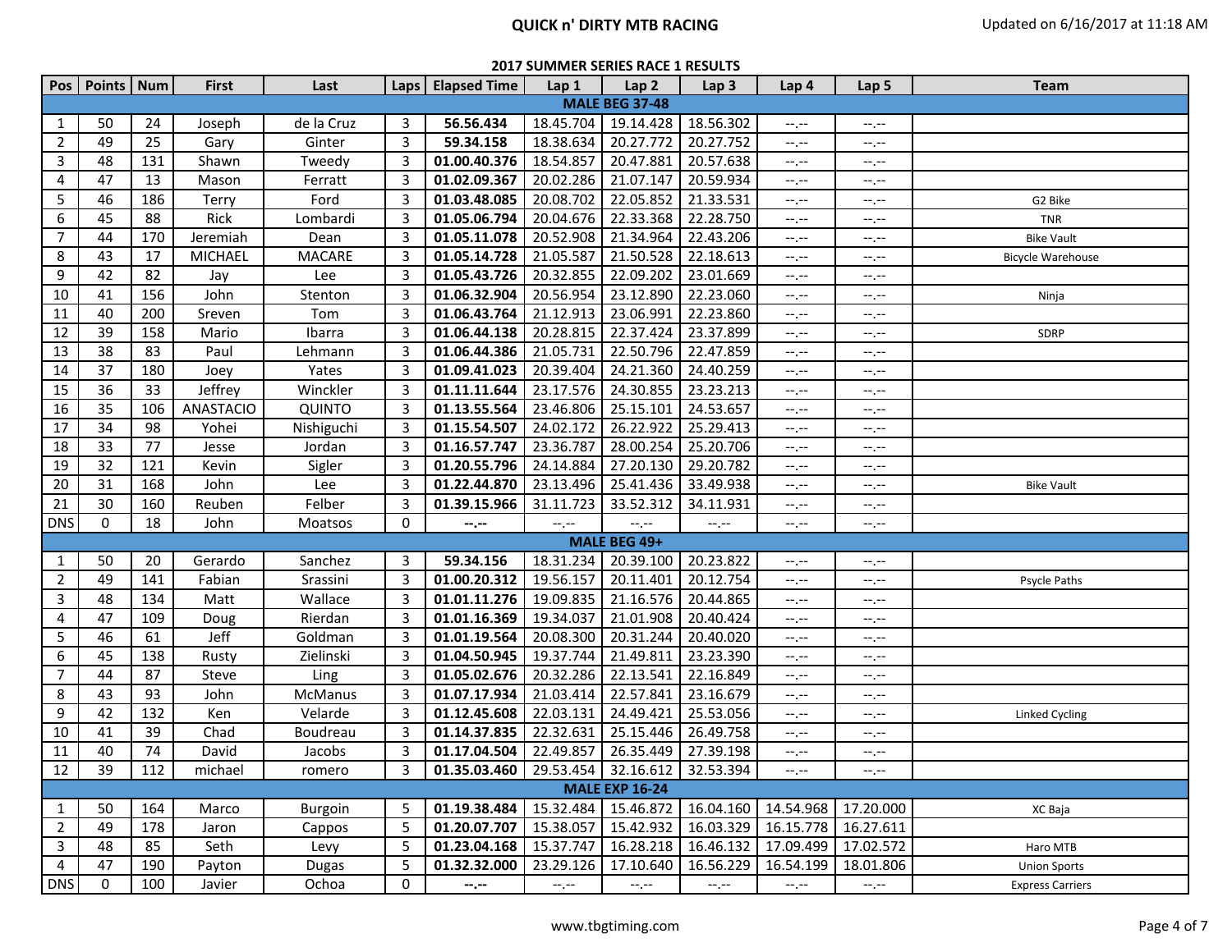# QUICK n' DIRTY MTB RACING

Updated on 6/16/2017 at 11:18 AM

## 2017 SUMMER SERIES RACE 1 RESULTS

| Pos | Points | Num | First | Last | Laps | Elapsed Time | Lap 1 | Lap 2 | Lap 3 | Lap 4 | Lap 5 | Team |
|---|---|---|---|---|---|---|---|---|---|---|---|---|
| **MALE BEG 37-48** | | | | | | | | | | | | |
| 1 | 50 | 24 | Joseph | de la Cruz | 3 | **56.56.434** | 18.45.704 | 19.14.428 | 18.56.302 | --.-- | --.-- | |
| 2 | 49 | 25 | Gary | Ginter | 3 | **59.34.158** | 18.38.634 | 20.27.772 | 20.27.752 | --.-- | --.-- | |
| 3 | 48 | 131 | Shawn | Tweedy | 3 | **01.00.40.376** | 18.54.857 | 20.47.881 | 20.57.638 | --.-- | --.-- | |
| 4 | 47 | 13 | Mason | Ferratt | 3 | **01.02.09.367** | 20.02.286 | 21.07.147 | 20.59.934 | --.-- | --.-- | |
| 5 | 46 | 186 | Terry | Ford | 3 | **01.03.48.085** | 20.08.702 | 22.05.852 | 21.33.531 | --.-- | --.-- | G2 Bike |
| 6 | 45 | 88 | Rick | Lombardi | 3 | **01.05.06.794** | 20.04.676 | 22.33.368 | 22.28.750 | --.-- | --.-- | TNR |
| 7 | 44 | 170 | Jeremiah | Dean | 3 | **01.05.11.078** | 20.52.908 | 21.34.964 | 22.43.206 | --.-- | --.-- | Bike Vault |
| 8 | 43 | 17 | MICHAEL | MACARE | 3 | **01.05.14.728** | 21.05.587 | 21.50.528 | 22.18.613 | --.-- | --.-- | Bicycle Warehouse |
| 9 | 42 | 82 | Jay | Lee | 3 | **01.05.43.726** | 20.32.855 | 22.09.202 | 23.01.669 | --.-- | --.-- | |
| 10 | 41 | 156 | John | Stenton | 3 | **01.06.32.904** | 20.56.954 | 23.12.890 | 22.23.060 | --.-- | --.-- | Ninja |
| 11 | 40 | 200 | Sreven | Tom | 3 | **01.06.43.764** | 21.12.913 | 23.06.991 | 22.23.860 | --.-- | --.-- | |
| 12 | 39 | 158 | Mario | Ibarra | 3 | **01.06.44.138** | 20.28.815 | 22.37.424 | 23.37.899 | --.-- | --.-- | SDRP |
| 13 | 38 | 83 | Paul | Lehmann | 3 | **01.06.44.386** | 21.05.731 | 22.50.796 | 22.47.859 | --.-- | --.-- | |
| 14 | 37 | 180 | Joey | Yates | 3 | **01.09.41.023** | 20.39.404 | 24.21.360 | 24.40.259 | --.-- | --.-- | |
| 15 | 36 | 33 | Jeffrey | Winckler | 3 | **01.11.11.644** | 23.17.576 | 24.30.855 | 23.23.213 | --.-- | --.-- | |
| 16 | 35 | 106 | ANASTACIO | QUINTO | 3 | **01.13.55.564** | 23.46.806 | 25.15.101 | 24.53.657 | --.-- | --.-- | |
| 17 | 34 | 98 | Yohei | Nishiguchi | 3 | **01.15.54.507** | 24.02.172 | 26.22.922 | 25.29.413 | --.-- | --.-- | |
| 18 | 33 | 77 | Jesse | Jordan | 3 | **01.16.57.747** | 23.36.787 | 28.00.254 | 25.20.706 | --.-- | --.-- | |
| 19 | 32 | 121 | Kevin | Sigler | 3 | **01.20.55.796** | 24.14.884 | 27.20.130 | 29.20.782 | --.-- | --.-- | |
| 20 | 31 | 168 | John | Lee | 3 | **01.22.44.870** | 23.13.496 | 25.41.436 | 33.49.938 | --.-- | --.-- | Bike Vault |
| 21 | 30 | 160 | Reuben | Felber | 3 | **01.39.15.966** | 31.11.723 | 33.52.312 | 34.11.931 | --.-- | --.-- | |
| DNS | 0 | 18 | John | Moatsos | 0 | **--.--** | --.-- | --.-- | --.-- | --.-- | --.-- | |
| **MALE BEG 49+** | | | | | | | | | | | | |
| 1 | 50 | 20 | Gerardo | Sanchez | 3 | **59.34.156** | 18.31.234 | 20.39.100 | 20.23.822 | --.-- | --.-- | |
| 2 | 49 | 141 | Fabian | Srassini | 3 | **01.00.20.312** | 19.56.157 | 20.11.401 | 20.12.754 | --.-- | --.-- | Psycle Paths |
| 3 | 48 | 134 | Matt | Wallace | 3 | **01.01.11.276** | 19.09.835 | 21.16.576 | 20.44.865 | --.-- | --.-- | |
| 4 | 47 | 109 | Doug | Rierdan | 3 | **01.01.16.369** | 19.34.037 | 21.01.908 | 20.40.424 | --.-- | --.-- | |
| 5 | 46 | 61 | Jeff | Goldman | 3 | **01.01.19.564** | 20.08.300 | 20.31.244 | 20.40.020 | --.-- | --.-- | |
| 6 | 45 | 138 | Rusty | Zielinski | 3 | **01.04.50.945** | 19.37.744 | 21.49.811 | 23.23.390 | --.-- | --.-- | |
| 7 | 44 | 87 | Steve | Ling | 3 | **01.05.02.676** | 20.32.286 | 22.13.541 | 22.16.849 | --.-- | --.-- | |
| 8 | 43 | 93 | John | McManus | 3 | **01.07.17.934** | 21.03.414 | 22.57.841 | 23.16.679 | --.-- | --.-- | |
| 9 | 42 | 132 | Ken | Velarde | 3 | **01.12.45.608** | 22.03.131 | 24.49.421 | 25.53.056 | --.-- | --.-- | Linked Cycling |
| 10 | 41 | 39 | Chad | Boudreau | 3 | **01.14.37.835** | 22.32.631 | 25.15.446 | 26.49.758 | --.-- | --.-- | |
| 11 | 40 | 74 | David | Jacobs | 3 | **01.17.04.504** | 22.49.857 | 26.35.449 | 27.39.198 | --.-- | --.-- | |
| 12 | 39 | 112 | michael | romero | 3 | **01.35.03.460** | 29.53.454 | 32.16.612 | 32.53.394 | --.-- | --.-- | |
| **MALE EXP 16-24** | | | | | | | | | | | | |
| 1 | 50 | 164 | Marco | Burgoin | 5 | **01.19.38.484** | 15.32.484 | 15.46.872 | 16.04.160 | 14.54.968 | 17.20.000 | XC Baja |
| 2 | 49 | 178 | Jaron | Cappos | 5 | **01.20.07.707** | 15.38.057 | 15.42.932 | 16.03.329 | 16.15.778 | 16.27.611 | |
| 3 | 48 | 85 | Seth | Levy | 5 | **01.23.04.168** | 15.37.747 | 16.28.218 | 16.46.132 | 17.09.499 | 17.02.572 | Haro MTB |
| 4 | 47 | 190 | Payton | Dugas | 5 | **01.32.32.000** | 23.29.126 | 17.10.640 | 16.56.229 | 16.54.199 | 18.01.806 | Union Sports |
| DNS | 0 | 100 | Javier | Ochoa | 0 | **--.--** | --.-- | --.-- | --.-- | --.-- | --.-- | Express Carriers |

www.tbgtiming.com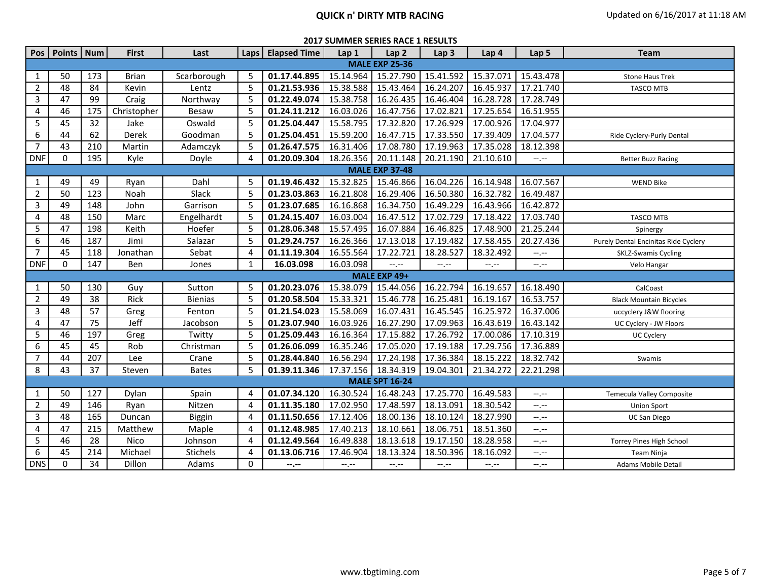## QUICK n' DIRTY MTB RACING

Updated on 6/16/2017 at 11:18 AM

### 2017 SUMMER SERIES RACE 1 RESULTS

| Pos | Points | Num | First | Last | Laps | Elapsed Time | Lap 1 | Lap 2 | Lap 3 | Lap 4 | Lap 5 | Team |
|---|---|---|---|---|---|---|---|---|---|---|---|---|
| **MALE EXP 25-36** | | | | | | | | | | | | |
| 1 | 50 | 173 | Brian | Scarborough | 5 | **01.17.44.895** | 15.14.964 | 15.27.790 | 15.41.592 | 15.37.071 | 15.43.478 | Stone Haus Trek |
| 2 | 48 | 84 | Kevin | Lentz | 5 | **01.21.53.936** | 15.38.588 | 15.43.464 | 16.24.207 | 16.45.937 | 17.21.740 | TASCO MTB |
| 3 | 47 | 99 | Craig | Northway | 5 | **01.22.49.074** | 15.38.758 | 16.26.435 | 16.46.404 | 16.28.728 | 17.28.749 | |
| 4 | 46 | 175 | Christopher | Besaw | 5 | **01.24.11.212** | 16.03.026 | 16.47.756 | 17.02.821 | 17.25.654 | 16.51.955 | |
| 5 | 45 | 32 | Jake | Oswald | 5 | **01.25.04.447** | 15.58.795 | 17.32.820 | 17.26.929 | 17.00.926 | 17.04.977 | |
| 6 | 44 | 62 | Derek | Goodman | 5 | **01.25.04.451** | 15.59.200 | 16.47.715 | 17.33.550 | 17.39.409 | 17.04.577 | Ride Cyclery-Purly Dental |
| 7 | 43 | 210 | Martin | Adamczyk | 5 | **01.26.47.575** | 16.31.406 | 17.08.780 | 17.19.963 | 17.35.028 | 18.12.398 | |
| DNF | 0 | 195 | Kyle | Doyle | 4 | **01.20.09.304** | 18.26.356 | 20.11.148 | 20.21.190 | 21.10.610 | --.-- | Better Buzz Racing |
| **MALE EXP 37-48** | | | | | | | | | | | | |
| 1 | 49 | 49 | Ryan | Dahl | 5 | **01.19.46.432** | 15.32.825 | 15.46.866 | 16.04.226 | 16.14.948 | 16.07.567 | WEND Bike |
| 2 | 50 | 123 | Noah | Slack | 5 | **01.23.03.863** | 16.21.808 | 16.29.406 | 16.50.380 | 16.32.782 | 16.49.487 | |
| 3 | 49 | 148 | John | Garrison | 5 | **01.23.07.685** | 16.16.868 | 16.34.750 | 16.49.229 | 16.43.966 | 16.42.872 | |
| 4 | 48 | 150 | Marc | Engelhardt | 5 | **01.24.15.407** | 16.03.004 | 16.47.512 | 17.02.729 | 17.18.422 | 17.03.740 | TASCO MTB |
| 5 | 47 | 198 | Keith | Hoefer | 5 | **01.28.06.348** | 15.57.495 | 16.07.884 | 16.46.825 | 17.48.900 | 21.25.244 | Spinergy |
| 6 | 46 | 187 | Jimi | Salazar | 5 | **01.29.24.757** | 16.26.366 | 17.13.018 | 17.19.482 | 17.58.455 | 20.27.436 | Purely Dental Encinitas Ride Cyclery |
| 7 | 45 | 118 | Jonathan | Sebat | 4 | **01.11.19.304** | 16.55.564 | 17.22.721 | 18.28.527 | 18.32.492 | --.-- | SKLZ-Swamis Cycling |
| DNF | 0 | 147 | Ben | Jones | 1 | **16.03.098** | 16.03.098 | --.-- | --.-- | --.-- | --.-- | Velo Hangar |
| **MALE EXP 49+** | | | | | | | | | | | | |
| 1 | 50 | 130 | Guy | Sutton | 5 | **01.20.23.076** | 15.38.079 | 15.44.056 | 16.22.794 | 16.19.657 | 16.18.490 | CalCoast |
| 2 | 49 | 38 | Rick | Bienias | 5 | **01.20.58.504** | 15.33.321 | 15.46.778 | 16.25.481 | 16.19.167 | 16.53.757 | Black Mountain Bicycles |
| 3 | 48 | 57 | Greg | Fenton | 5 | **01.21.54.023** | 15.58.069 | 16.07.431 | 16.45.545 | 16.25.972 | 16.37.006 | uccyclery J&W flooring |
| 4 | 47 | 75 | Jeff | Jacobson | 5 | **01.23.07.940** | 16.03.926 | 16.27.290 | 17.09.963 | 16.43.619 | 16.43.142 | UC Cyclery - JW Floors |
| 5 | 46 | 197 | Greg | Twitty | 5 | **01.25.09.443** | 16.16.364 | 17.15.882 | 17.26.792 | 17.00.086 | 17.10.319 | UC Cyclery |
| 6 | 45 | 45 | Rob | Christman | 5 | **01.26.06.099** | 16.35.246 | 17.05.020 | 17.19.188 | 17.29.756 | 17.36.889 | |
| 7 | 44 | 207 | Lee | Crane | 5 | **01.28.44.840** | 16.56.294 | 17.24.198 | 17.36.384 | 18.15.222 | 18.32.742 | Swamis |
| 8 | 43 | 37 | Steven | Bates | 5 | **01.39.11.346** | 17.37.156 | 18.34.319 | 19.04.301 | 21.34.272 | 22.21.298 | |
| **MALE SPT 16-24** | | | | | | | | | | | | |
| 1 | 50 | 127 | Dylan | Spain | 4 | **01.07.34.120** | 16.30.524 | 16.48.243 | 17.25.770 | 16.49.583 | --.-- | Temecula Valley Composite |
| 2 | 49 | 146 | Ryan | Nitzen | 4 | **01.11.35.180** | 17.02.950 | 17.48.597 | 18.13.091 | 18.30.542 | --.-- | Union Sport |
| 3 | 48 | 165 | Duncan | Biggin | 4 | **01.11.50.656** | 17.12.406 | 18.00.136 | 18.10.124 | 18.27.990 | --.-- | UC San Diego |
| 4 | 47 | 215 | Matthew | Maple | 4 | **01.12.48.985** | 17.40.213 | 18.10.661 | 18.06.751 | 18.51.360 | --.-- | |
| 5 | 46 | 28 | Nico | Johnson | 4 | **01.12.49.564** | 16.49.838 | 18.13.618 | 19.17.150 | 18.28.958 | --.-- | Torrey Pines High School |
| 6 | 45 | 214 | Michael | Stichels | 4 | **01.13.06.716** | 17.46.904 | 18.13.324 | 18.50.396 | 18.16.092 | --.-- | Team Ninja |
| DNS | 0 | 34 | Dillon | Adams | 0 | **--.--** | --.-- | --.-- | --.-- | --.-- | --.-- | Adams Mobile Detail |

www.tbgtiming.com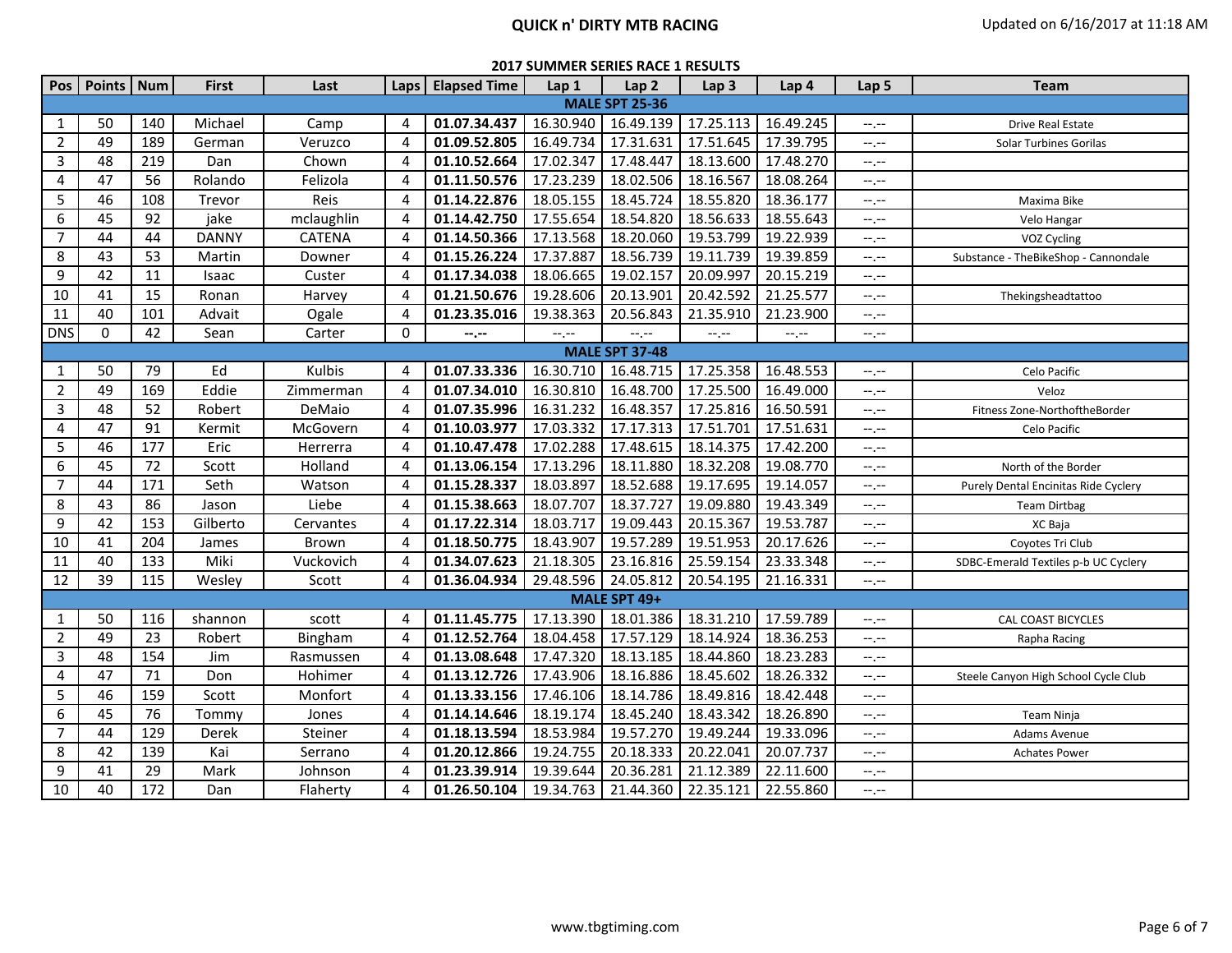# QUICK n' DIRTY MTB RACING

Updated on 6/16/2017 at 11:18 AM

## 2017 SUMMER SERIES RACE 1 RESULTS

| Pos | Points | Num | First | Last | Laps | Elapsed Time | Lap 1 | Lap 2 | Lap 3 | Lap 4 | Lap 5 | Team |
|---|---|---|---|---|---|---|---|---|---|---|---|---|
| **MALE SPT 25-36** | | | | | | | | | | | | |
| 1 | 50 | 140 | Michael | Camp | 4 | **01.07.34.437** | 16.30.940 | 16.49.139 | 17.25.113 | 16.49.245 | --.-- | Drive Real Estate |
| 2 | 49 | 189 | German | Veruzco | 4 | **01.09.52.805** | 16.49.734 | 17.31.631 | 17.51.645 | 17.39.795 | --.-- | Solar Turbines Gorilas |
| 3 | 48 | 219 | Dan | Chown | 4 | **01.10.52.664** | 17.02.347 | 17.48.447 | 18.13.600 | 17.48.270 | --.-- | |
| 4 | 47 | 56 | Rolando | Felizola | 4 | **01.11.50.576** | 17.23.239 | 18.02.506 | 18.16.567 | 18.08.264 | --.-- | |
| 5 | 46 | 108 | Trevor | Reis | 4 | **01.14.22.876** | 18.05.155 | 18.45.724 | 18.55.820 | 18.36.177 | --.-- | Maxima Bike |
| 6 | 45 | 92 | jake | mclaughlin | 4 | **01.14.42.750** | 17.55.654 | 18.54.820 | 18.56.633 | 18.55.643 | --.-- | Velo Hangar |
| 7 | 44 | 44 | DANNY | CATENA | 4 | **01.14.50.366** | 17.13.568 | 18.20.060 | 19.53.799 | 19.22.939 | --.-- | VOZ Cycling |
| 8 | 43 | 53 | Martin | Downer | 4 | **01.15.26.224** | 17.37.887 | 18.56.739 | 19.11.739 | 19.39.859 | --.-- | Substance - TheBikeShop - Cannondale |
| 9 | 42 | 11 | Isaac | Custer | 4 | **01.17.34.038** | 18.06.665 | 19.02.157 | 20.09.997 | 20.15.219 | --.-- | |
| 10 | 41 | 15 | Ronan | Harvey | 4 | **01.21.50.676** | 19.28.606 | 20.13.901 | 20.42.592 | 21.25.577 | --.-- | Thekingsheadtattoo |
| 11 | 40 | 101 | Advait | Ogale | 4 | **01.23.35.016** | 19.38.363 | 20.56.843 | 21.35.910 | 21.23.900 | --.-- | |
| DNS | 0 | 42 | Sean | Carter | 0 | **--.--** | --.-- | --.-- | --.-- | --.-- | --.-- | |
| **MALE SPT 37-48** | | | | | | | | | | | | |
| 1 | 50 | 79 | Ed | Kulbis | 4 | **01.07.33.336** | 16.30.710 | 16.48.715 | 17.25.358 | 16.48.553 | --.-- | Celo Pacific |
| 2 | 49 | 169 | Eddie | Zimmerman | 4 | **01.07.34.010** | 16.30.810 | 16.48.700 | 17.25.500 | 16.49.000 | --.-- | Veloz |
| 3 | 48 | 52 | Robert | DeMaio | 4 | **01.07.35.996** | 16.31.232 | 16.48.357 | 17.25.816 | 16.50.591 | --.-- | Fitness Zone-NorthoftheBorder |
| 4 | 47 | 91 | Kermit | McGovern | 4 | **01.10.03.977** | 17.03.332 | 17.17.313 | 17.51.701 | 17.51.631 | --.-- | Celo Pacific |
| 5 | 46 | 177 | Eric | Herrerra | 4 | **01.10.47.478** | 17.02.288 | 17.48.615 | 18.14.375 | 17.42.200 | --.-- | |
| 6 | 45 | 72 | Scott | Holland | 4 | **01.13.06.154** | 17.13.296 | 18.11.880 | 18.32.208 | 19.08.770 | --.-- | North of the Border |
| 7 | 44 | 171 | Seth | Watson | 4 | **01.15.28.337** | 18.03.897 | 18.52.688 | 19.17.695 | 19.14.057 | --.-- | Purely Dental Encinitas Ride Cyclery |
| 8 | 43 | 86 | Jason | Liebe | 4 | **01.15.38.663** | 18.07.707 | 18.37.727 | 19.09.880 | 19.43.349 | --.-- | Team Dirtbag |
| 9 | 42 | 153 | Gilberto | Cervantes | 4 | **01.17.22.314** | 18.03.717 | 19.09.443 | 20.15.367 | 19.53.787 | --.-- | XC Baja |
| 10 | 41 | 204 | James | Brown | 4 | **01.18.50.775** | 18.43.907 | 19.57.289 | 19.51.953 | 20.17.626 | --.-- | Coyotes Tri Club |
| 11 | 40 | 133 | Miki | Vuckovich | 4 | **01.34.07.623** | 21.18.305 | 23.16.816 | 25.59.154 | 23.33.348 | --.-- | SDBC-Emerald Textiles p-b UC Cyclery |
| 12 | 39 | 115 | Wesley | Scott | 4 | **01.36.04.934** | 29.48.596 | 24.05.812 | 20.54.195 | 21.16.331 | --.-- | |
| **MALE SPT 49+** | | | | | | | | | | | | |
| 1 | 50 | 116 | shannon | scott | 4 | **01.11.45.775** | 17.13.390 | 18.01.386 | 18.31.210 | 17.59.789 | --.-- | CAL COAST BICYCLES |
| 2 | 49 | 23 | Robert | Bingham | 4 | **01.12.52.764** | 18.04.458 | 17.57.129 | 18.14.924 | 18.36.253 | --.-- | Rapha Racing |
| 3 | 48 | 154 | Jim | Rasmussen | 4 | **01.13.08.648** | 17.47.320 | 18.13.185 | 18.44.860 | 18.23.283 | --.-- | |
| 4 | 47 | 71 | Don | Hohimer | 4 | **01.13.12.726** | 17.43.906 | 18.16.886 | 18.45.602 | 18.26.332 | --.-- | Steele Canyon High School Cycle Club |
| 5 | 46 | 159 | Scott | Monfort | 4 | **01.13.33.156** | 17.46.106 | 18.14.786 | 18.49.816 | 18.42.448 | --.-- | |
| 6 | 45 | 76 | Tommy | Jones | 4 | **01.14.14.646** | 18.19.174 | 18.45.240 | 18.43.342 | 18.26.890 | --.-- | Team Ninja |
| 7 | 44 | 129 | Derek | Steiner | 4 | **01.18.13.594** | 18.53.984 | 19.57.270 | 19.49.244 | 19.33.096 | --.-- | Adams Avenue |
| 8 | 42 | 139 | Kai | Serrano | 4 | **01.20.12.866** | 19.24.755 | 20.18.333 | 20.22.041 | 20.07.737 | --.-- | Achates Power |
| 9 | 41 | 29 | Mark | Johnson | 4 | **01.23.39.914** | 19.39.644 | 20.36.281 | 21.12.389 | 22.11.600 | --.-- | |
| 10 | 40 | 172 | Dan | Flaherty | 4 | **01.26.50.104** | 19.34.763 | 21.44.360 | 22.35.121 | 22.55.860 | --.-- | |

www.tbgtiming.com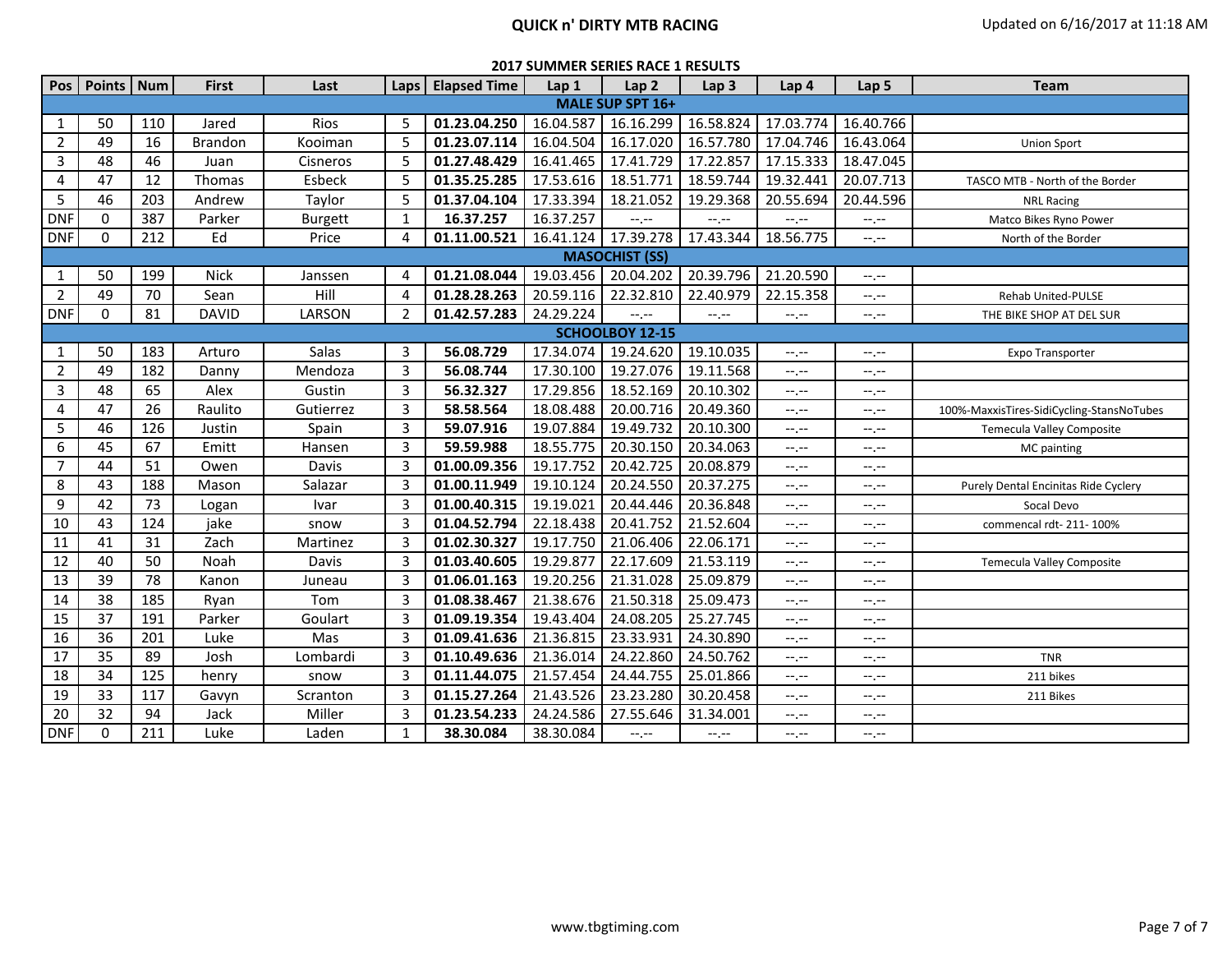# QUICK n' DIRTY MTB RACING

Updated on 6/16/2017 at 11:18 AM

## 2017 SUMMER SERIES RACE 1 RESULTS

| Pos | Points | Num | First | Last | Laps | Elapsed Time | Lap 1 | Lap 2 | Lap 3 | Lap 4 | Lap 5 | Team |
|---|---|---|---|---|---|---|---|---|---|---|---|---|
| **MALE SUP SPT 16+** | | | | | | | | | | | | |
| 1 | 50 | 110 | Jared | Rios | 5 | **01.23.04.250** | 16.04.587 | 16.16.299 | 16.58.824 | 17.03.774 | 16.40.766 | |
| 2 | 49 | 16 | Brandon | Kooiman | 5 | **01.23.07.114** | 16.04.504 | 16.17.020 | 16.57.780 | 17.04.746 | 16.43.064 | Union Sport |
| 3 | 48 | 46 | Juan | Cisneros | 5 | **01.27.48.429** | 16.41.465 | 17.41.729 | 17.22.857 | 17.15.333 | 18.47.045 | |
| 4 | 47 | 12 | Thomas | Esbeck | 5 | **01.35.25.285** | 17.53.616 | 18.51.771 | 18.59.744 | 19.32.441 | 20.07.713 | TASCO MTB - North of the Border |
| 5 | 46 | 203 | Andrew | Taylor | 5 | **01.37.04.104** | 17.33.394 | 18.21.052 | 19.29.368 | 20.55.694 | 20.44.596 | NRL Racing |
| DNF | 0 | 387 | Parker | Burgett | 1 | **16.37.257** | 16.37.257 | --.-- | --.-- | --.-- | --.-- | Matco Bikes Ryno Power |
| DNF | 0 | 212 | Ed | Price | 4 | **01.11.00.521** | 16.41.124 | 17.39.278 | 17.43.344 | 18.56.775 | --.-- | North of the Border |
| **MASOCHIST (SS)** | | | | | | | | | | | | |
| 1 | 50 | 199 | Nick | Janssen | 4 | **01.21.08.044** | 19.03.456 | 20.04.202 | 20.39.796 | 21.20.590 | --.-- | |
| 2 | 49 | 70 | Sean | Hill | 4 | **01.28.28.263** | 20.59.116 | 22.32.810 | 22.40.979 | 22.15.358 | --.-- | Rehab United-PULSE |
| DNF | 0 | 81 | DAVID | LARSON | 2 | **01.42.57.283** | 24.29.224 | --.-- | --.-- | --.-- | --.-- | THE BIKE SHOP AT DEL SUR |
| **SCHOOLBOY 12-15** | | | | | | | | | | | | |
| 1 | 50 | 183 | Arturo | Salas | 3 | **56.08.729** | 17.34.074 | 19.24.620 | 19.10.035 | --.-- | --.-- | Expo Transporter |
| 2 | 49 | 182 | Danny | Mendoza | 3 | **56.08.744** | 17.30.100 | 19.27.076 | 19.11.568 | --.-- | --.-- | |
| 3 | 48 | 65 | Alex | Gustin | 3 | **56.32.327** | 17.29.856 | 18.52.169 | 20.10.302 | --.-- | --.-- | |
| 4 | 47 | 26 | Raulito | Gutierrez | 3 | **58.58.564** | 18.08.488 | 20.00.716 | 20.49.360 | --.-- | --.-- | 100%-MaxxisTires-SidiCycling-StansNoTubes |
| 5 | 46 | 126 | Justin | Spain | 3 | **59.07.916** | 19.07.884 | 19.49.732 | 20.10.300 | --.-- | --.-- | Temecula Valley Composite |
| 6 | 45 | 67 | Emitt | Hansen | 3 | **59.59.988** | 18.55.775 | 20.30.150 | 20.34.063 | --.-- | --.-- | MC painting |
| 7 | 44 | 51 | Owen | Davis | 3 | **01.00.09.356** | 19.17.752 | 20.42.725 | 20.08.879 | --.-- | --.-- | |
| 8 | 43 | 188 | Mason | Salazar | 3 | **01.00.11.949** | 19.10.124 | 20.24.550 | 20.37.275 | --.-- | --.-- | Purely Dental Encinitas Ride Cyclery |
| 9 | 42 | 73 | Logan | Ivar | 3 | **01.00.40.315** | 19.19.021 | 20.44.446 | 20.36.848 | --.-- | --.-- | Socal Devo |
| 10 | 43 | 124 | jake | snow | 3 | **01.04.52.794** | 22.18.438 | 20.41.752 | 21.52.604 | --.-- | --.-- | commencal rdt- 211- 100% |
| 11 | 41 | 31 | Zach | Martinez | 3 | **01.02.30.327** | 19.17.750 | 21.06.406 | 22.06.171 | --.-- | --.-- | |
| 12 | 40 | 50 | Noah | Davis | 3 | **01.03.40.605** | 19.29.877 | 22.17.609 | 21.53.119 | --.-- | --.-- | Temecula Valley Composite |
| 13 | 39 | 78 | Kanon | Juneau | 3 | **01.06.01.163** | 19.20.256 | 21.31.028 | 25.09.879 | --.-- | --.-- | |
| 14 | 38 | 185 | Ryan | Tom | 3 | **01.08.38.467** | 21.38.676 | 21.50.318 | 25.09.473 | --.-- | --.-- | |
| 15 | 37 | 191 | Parker | Goulart | 3 | **01.09.19.354** | 19.43.404 | 24.08.205 | 25.27.745 | --.-- | --.-- | |
| 16 | 36 | 201 | Luke | Mas | 3 | **01.09.41.636** | 21.36.815 | 23.33.931 | 24.30.890 | --.-- | --.-- | |
| 17 | 35 | 89 | Josh | Lombardi | 3 | **01.10.49.636** | 21.36.014 | 24.22.860 | 24.50.762 | --.-- | --.-- | TNR |
| 18 | 34 | 125 | henry | snow | 3 | **01.11.44.075** | 21.57.454 | 24.44.755 | 25.01.866 | --.-- | --.-- | 211 bikes |
| 19 | 33 | 117 | Gavyn | Scranton | 3 | **01.15.27.264** | 21.43.526 | 23.23.280 | 30.20.458 | --.-- | --.-- | 211 Bikes |
| 20 | 32 | 94 | Jack | Miller | 3 | **01.23.54.233** | 24.24.586 | 27.55.646 | 31.34.001 | --.-- | --.-- | |
| DNF | 0 | 211 | Luke | Laden | 1 | **38.30.084** | 38.30.084 | --.-- | --.-- | --.-- | --.-- | |

www.tbgtiming.com